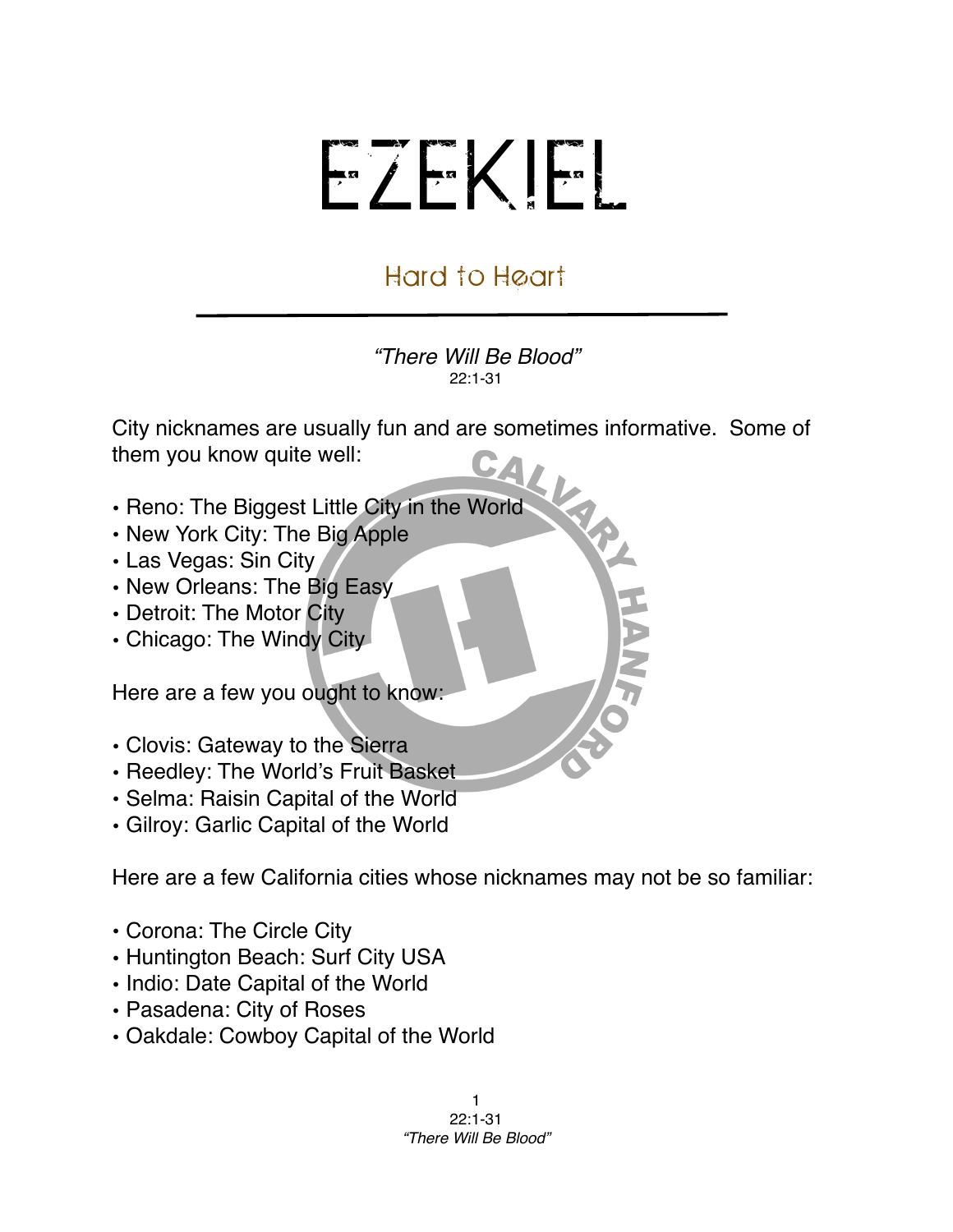# EZEKIEL

## Hard to Heart

*"There Will Be Blood"*
22:1-31

City nicknames are usually fun and are sometimes informative. Some of them you know quite well:

- Reno: The Biggest Little City in the World
- New York City: The Big Apple
- Las Vegas: Sin City
- New Orleans: The Big Easy
- Detroit: The Motor City
- Chicago: The Windy City

Here are a few you ought to know:

- Clovis: Gateway to the Sierra
- Reedley: The World's Fruit Basket
- Selma: Raisin Capital of the World
- Gilroy: Garlic Capital of the World

Here are a few California cities whose nicknames may not be so familiar:

- Corona: The Circle City
- Huntington Beach: Surf City USA
- Indio: Date Capital of the World
- Pasadena: City of Roses
- Oakdale: Cowboy Capital of the World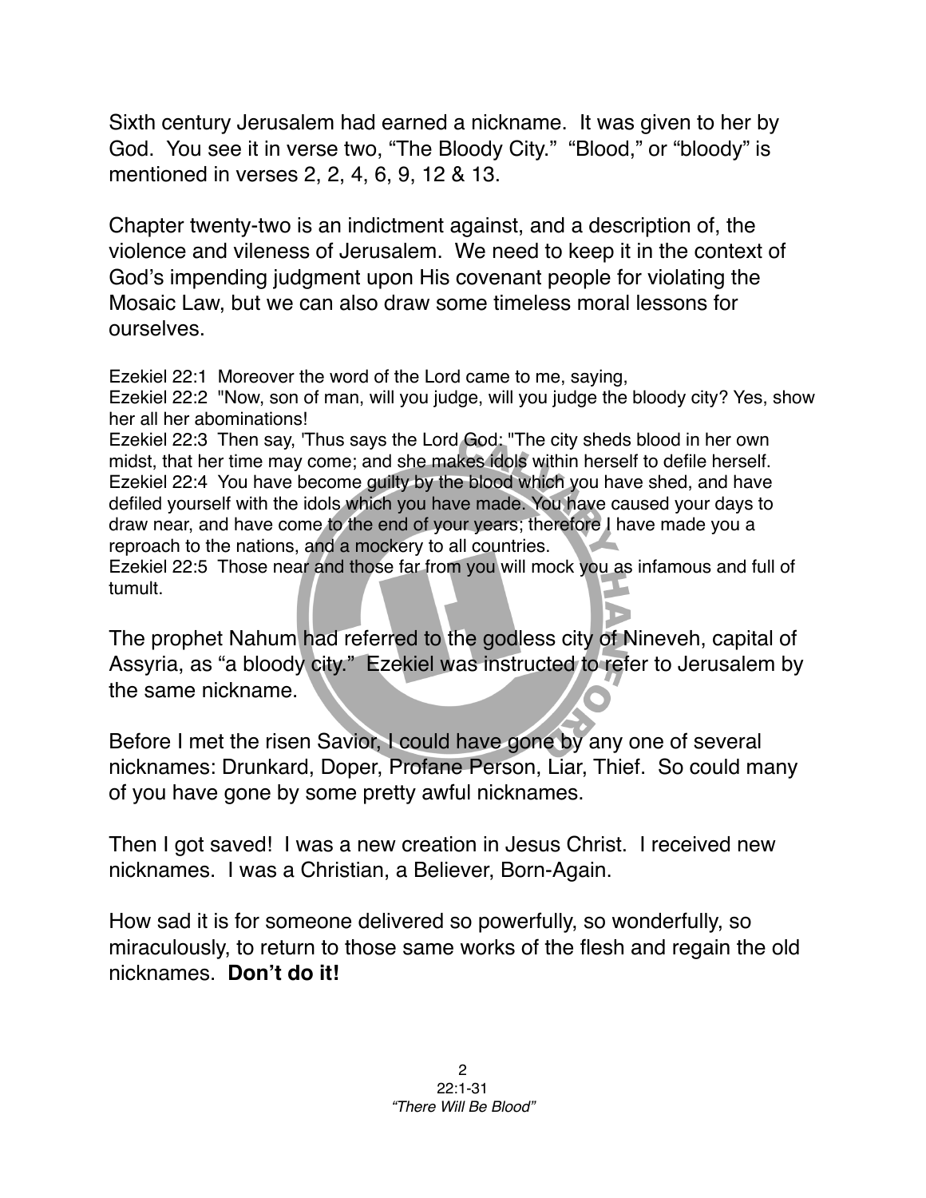Sixth century Jerusalem had earned a nickname. It was given to her by God. You see it in verse two, "The Bloody City." "Blood," or "bloody" is mentioned in verses 2, 2, 4, 6, 9, 12 & 13.

Chapter twenty-two is an indictment against, and a description of, the violence and vileness of Jerusalem. We need to keep it in the context of God's impending judgment upon His covenant people for violating the Mosaic Law, but we can also draw some timeless moral lessons for ourselves.

Ezekiel 22:1 Moreover the word of the Lord came to me, saying,
Ezekiel 22:2 "Now, son of man, will you judge, will you judge the bloody city? Yes, show her all her abominations!
Ezekiel 22:3 Then say, 'Thus says the Lord God: "The city sheds blood in her own midst, that her time may come; and she makes idols within herself to defile herself.
Ezekiel 22:4 You have become guilty by the blood which you have shed, and have defiled yourself with the idols which you have made. You have caused your days to draw near, and have come to the end of your years; therefore I have made you a reproach to the nations, and a mockery to all countries.
Ezekiel 22:5 Those near and those far from you will mock you as infamous and full of tumult.

The prophet Nahum had referred to the godless city of Nineveh, capital of Assyria, as "a bloody city." Ezekiel was instructed to refer to Jerusalem by the same nickname.

Before I met the risen Savior, I could have gone by any one of several nicknames: Drunkard, Doper, Profane Person, Liar, Thief. So could many of you have gone by some pretty awful nicknames.

Then I got saved! I was a new creation in Jesus Christ. I received new nicknames. I was a Christian, a Believer, Born-Again.

How sad it is for someone delivered so powerfully, so wonderfully, so miraculously, to return to those same works of the flesh and regain the old nicknames. **Don't do it!**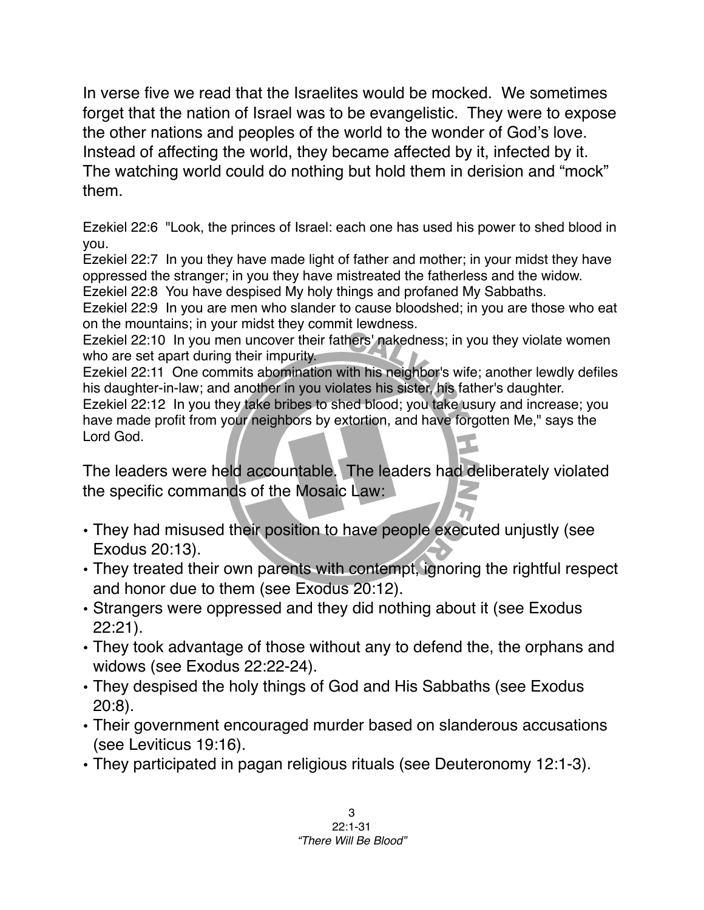In verse five we read that the Israelites would be mocked. We sometimes forget that the nation of Israel was to be evangelistic. They were to expose the other nations and peoples of the world to the wonder of God's love. Instead of affecting the world, they became affected by it, infected by it. The watching world could do nothing but hold them in derision and "mock" them.

Ezekiel 22:6 "Look, the princes of Israel: each one has used his power to shed blood in you.
Ezekiel 22:7 In you they have made light of father and mother; in your midst they have oppressed the stranger; in you they have mistreated the fatherless and the widow.
Ezekiel 22:8 You have despised My holy things and profaned My Sabbaths.
Ezekiel 22:9 In you are men who slander to cause bloodshed; in you are those who eat on the mountains; in your midst they commit lewdness.
Ezekiel 22:10 In you men uncover their fathers' nakedness; in you they violate women who are set apart during their impurity.
Ezekiel 22:11 One commits abomination with his neighbor's wife; another lewdly defiles his daughter-in-law; and another in you violates his sister, his father's daughter.
Ezekiel 22:12 In you they take bribes to shed blood; you take usury and increase; you have made profit from your neighbors by extortion, and have forgotten Me," says the Lord God.

The leaders were held accountable. The leaders had deliberately violated the specific commands of the Mosaic Law:

- They had misused their position to have people executed unjustly (see Exodus 20:13).
- They treated their own parents with contempt, ignoring the rightful respect and honor due to them (see Exodus 20:12).
- Strangers were oppressed and they did nothing about it (see Exodus 22:21).
- They took advantage of those without any to defend the, the orphans and widows (see Exodus 22:22-24).
- They despised the holy things of God and His Sabbaths (see Exodus 20:8).
- Their government encouraged murder based on slanderous accusations (see Leviticus 19:16).
- They participated in pagan religious rituals (see Deuteronomy 12:1-3).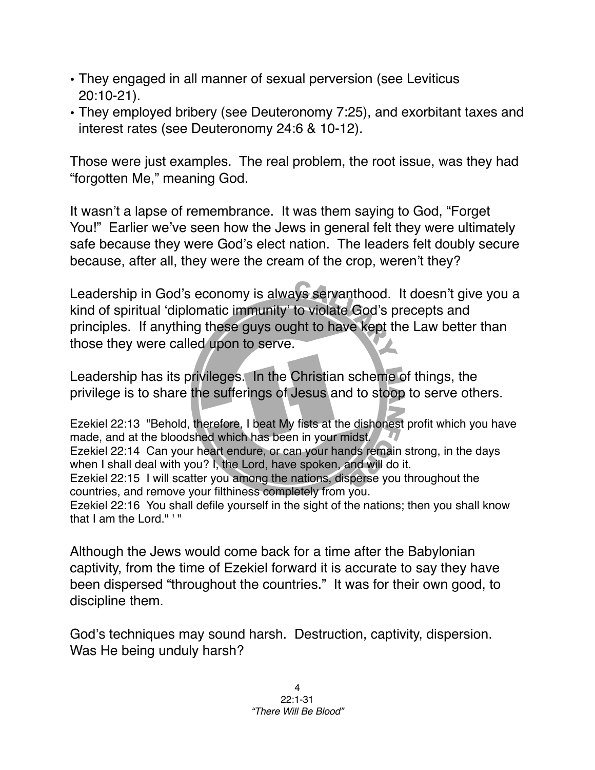- They engaged in all manner of sexual perversion (see Leviticus 20:10-21).
- They employed bribery (see Deuteronomy 7:25), and exorbitant taxes and interest rates (see Deuteronomy 24:6 & 10-12).

Those were just examples. The real problem, the root issue, was they had "forgotten Me," meaning God.

It wasn't a lapse of remembrance. It was them saying to God, "Forget You!" Earlier we've seen how the Jews in general felt they were ultimately safe because they were God's elect nation. The leaders felt doubly secure because, after all, they were the cream of the crop, weren't they?

Leadership in God's economy is always servanthood. It doesn't give you a kind of spiritual 'diplomatic immunity' to violate God's precepts and principles. If anything these guys ought to have kept the Law better than those they were called upon to serve.

Leadership has its privileges. In the Christian scheme of things, the privilege is to share the sufferings of Jesus and to stoop to serve others.

Ezekiel 22:13 "Behold, therefore, I beat My fists at the dishonest profit which you have made, and at the bloodshed which has been in your midst.
Ezekiel 22:14 Can your heart endure, or can your hands remain strong, in the days when I shall deal with you? I, the Lord, have spoken, and will do it.
Ezekiel 22:15 I will scatter you among the nations, disperse you throughout the countries, and remove your filthiness completely from you.
Ezekiel 22:16 You shall defile yourself in the sight of the nations; then you shall know that I am the Lord." ' "

Although the Jews would come back for a time after the Babylonian captivity, from the time of Ezekiel forward it is accurate to say they have been dispersed "throughout the countries." It was for their own good, to discipline them.

God's techniques may sound harsh. Destruction, captivity, dispersion. Was He being unduly harsh?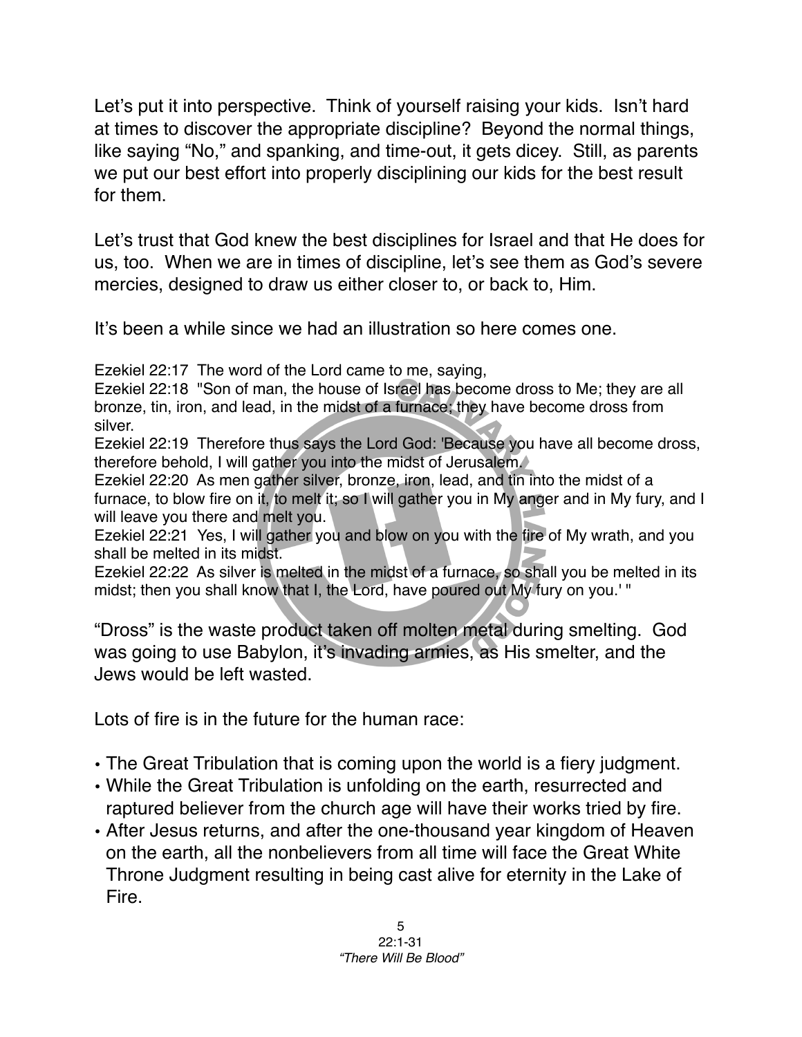Let's put it into perspective. Think of yourself raising your kids. Isn't hard at times to discover the appropriate discipline? Beyond the normal things, like saying "No," and spanking, and time-out, it gets dicey. Still, as parents we put our best effort into properly disciplining our kids for the best result for them.

Let's trust that God knew the best disciplines for Israel and that He does for us, too. When we are in times of discipline, let's see them as God's severe mercies, designed to draw us either closer to, or back to, Him.

It's been a while since we had an illustration so here comes one.

Ezekiel 22:17 The word of the Lord came to me, saying,
Ezekiel 22:18 "Son of man, the house of Israel has become dross to Me; they are all bronze, tin, iron, and lead, in the midst of a furnace; they have become dross from silver.
Ezekiel 22:19 Therefore thus says the Lord God: 'Because you have all become dross, therefore behold, I will gather you into the midst of Jerusalem.
Ezekiel 22:20 As men gather silver, bronze, iron, lead, and tin into the midst of a furnace, to blow fire on it, to melt it; so I will gather you in My anger and in My fury, and I will leave you there and melt you.
Ezekiel 22:21 Yes, I will gather you and blow on you with the fire of My wrath, and you shall be melted in its midst.
Ezekiel 22:22 As silver is melted in the midst of a furnace, so shall you be melted in its midst; then you shall know that I, the Lord, have poured out My fury on you.' "

"Dross" is the waste product taken off molten metal during smelting. God was going to use Babylon, it's invading armies, as His smelter, and the Jews would be left wasted.

Lots of fire is in the future for the human race:

- The Great Tribulation that is coming upon the world is a fiery judgment.
- While the Great Tribulation is unfolding on the earth, resurrected and raptured believer from the church age will have their works tried by fire.
- After Jesus returns, and after the one-thousand year kingdom of Heaven on the earth, all the nonbelievers from all time will face the Great White Throne Judgment resulting in being cast alive for eternity in the Lake of Fire.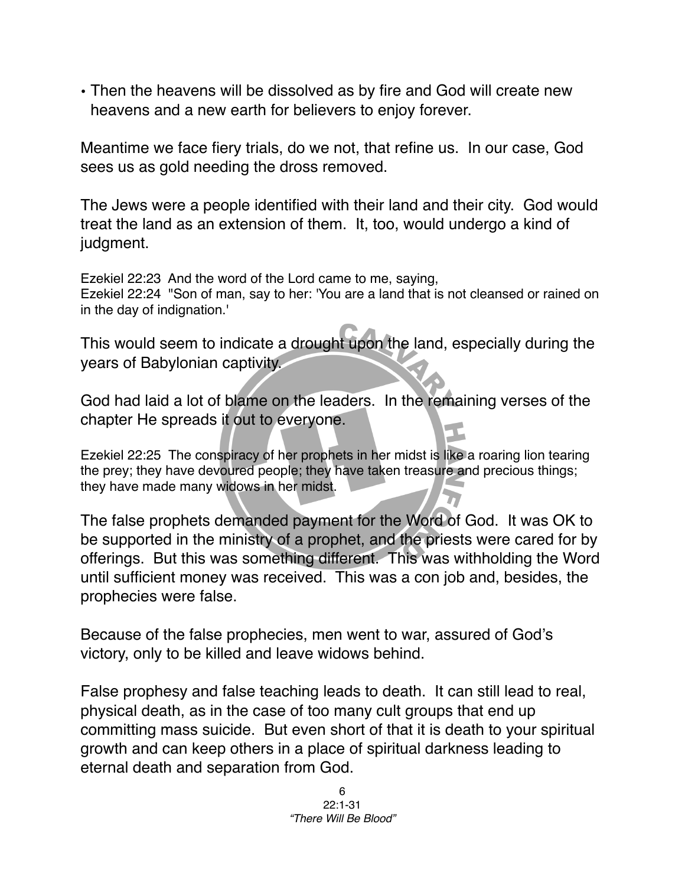- Then the heavens will be dissolved as by fire and God will create new heavens and a new earth for believers to enjoy forever.

Meantime we face fiery trials, do we not, that refine us. In our case, God sees us as gold needing the dross removed.

The Jews were a people identified with their land and their city. God would treat the land as an extension of them. It, too, would undergo a kind of judgment.

Ezekiel 22:23 And the word of the Lord came to me, saying,
Ezekiel 22:24 "Son of man, say to her: 'You are a land that is not cleansed or rained on in the day of indignation.'

This would seem to indicate a drought upon the land, especially during the years of Babylonian captivity.

God had laid a lot of blame on the leaders. In the remaining verses of the chapter He spreads it out to everyone.

Ezekiel 22:25 The conspiracy of her prophets in her midst is like a roaring lion tearing the prey; they have devoured people; they have taken treasure and precious things; they have made many widows in her midst.

The false prophets demanded payment for the Word of God. It was OK to be supported in the ministry of a prophet, and the priests were cared for by offerings. But this was something different. This was withholding the Word until sufficient money was received. This was a con job and, besides, the prophecies were false.

Because of the false prophecies, men went to war, assured of God's victory, only to be killed and leave widows behind.

False prophesy and false teaching leads to death. It can still lead to real, physical death, as in the case of too many cult groups that end up committing mass suicide. But even short of that it is death to your spiritual growth and can keep others in a place of spiritual darkness leading to eternal death and separation from God.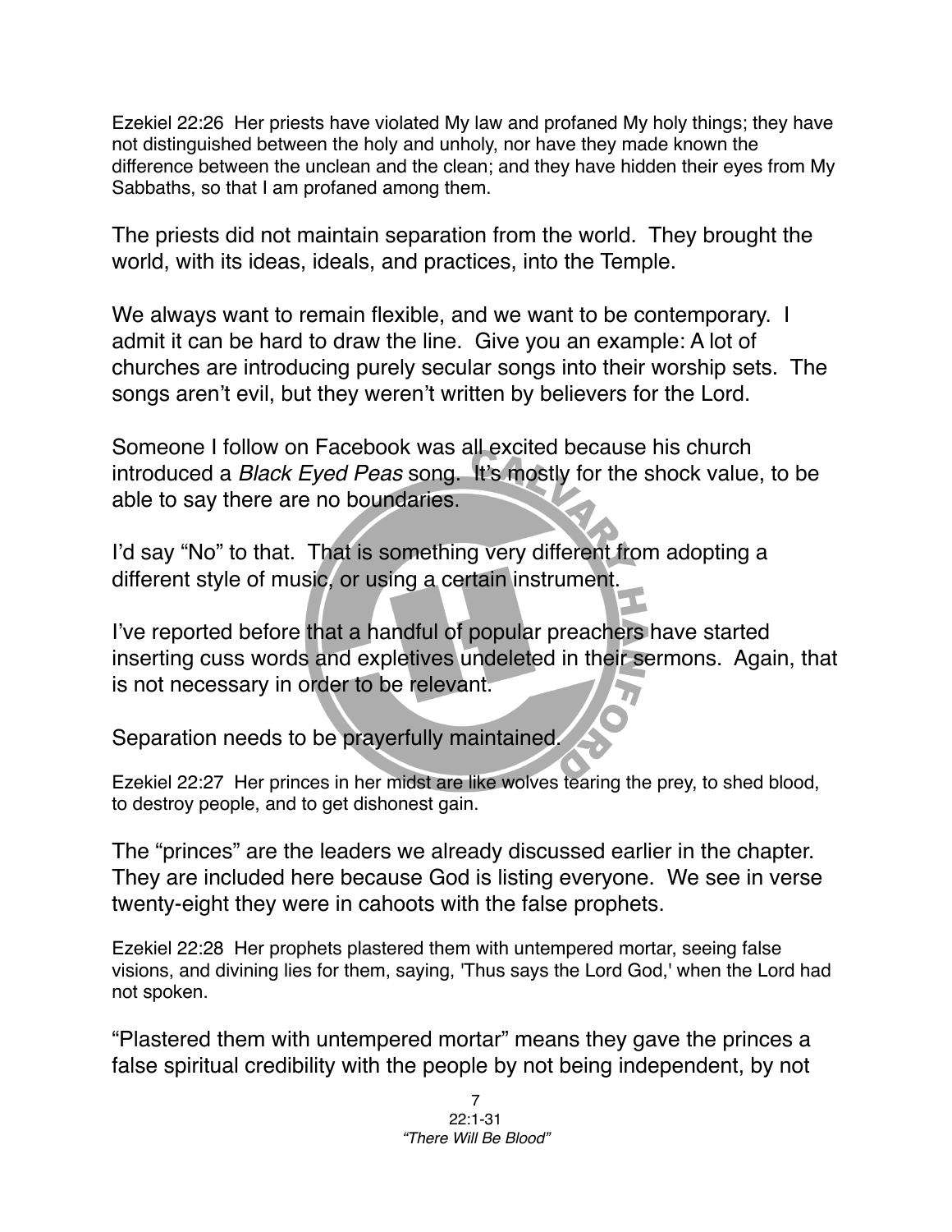Ezekiel 22:26 Her priests have violated My law and profaned My holy things; they have not distinguished between the holy and unholy, nor have they made known the difference between the unclean and the clean; and they have hidden their eyes from My Sabbaths, so that I am profaned among them.

The priests did not maintain separation from the world. They brought the world, with its ideas, ideals, and practices, into the Temple.

We always want to remain flexible, and we want to be contemporary. I admit it can be hard to draw the line. Give you an example: A lot of churches are introducing purely secular songs into their worship sets. The songs aren't evil, but they weren't written by believers for the Lord.

Someone I follow on Facebook was all excited because his church introduced a *Black Eyed Peas* song. It's mostly for the shock value, to be able to say there are no boundaries.

I'd say "No" to that. That is something very different from adopting a different style of music, or using a certain instrument.

I've reported before that a handful of popular preachers have started inserting cuss words and expletives undeleted in their sermons. Again, that is not necessary in order to be relevant.

Separation needs to be prayerfully maintained.

Ezekiel 22:27 Her princes in her midst are like wolves tearing the prey, to shed blood, to destroy people, and to get dishonest gain.

The "princes" are the leaders we already discussed earlier in the chapter. They are included here because God is listing everyone. We see in verse twenty-eight they were in cahoots with the false prophets.

Ezekiel 22:28 Her prophets plastered them with untempered mortar, seeing false visions, and divining lies for them, saying, 'Thus says the Lord God,' when the Lord had not spoken.

"Plastered them with untempered mortar" means they gave the princes a false spiritual credibility with the people by not being independent, by not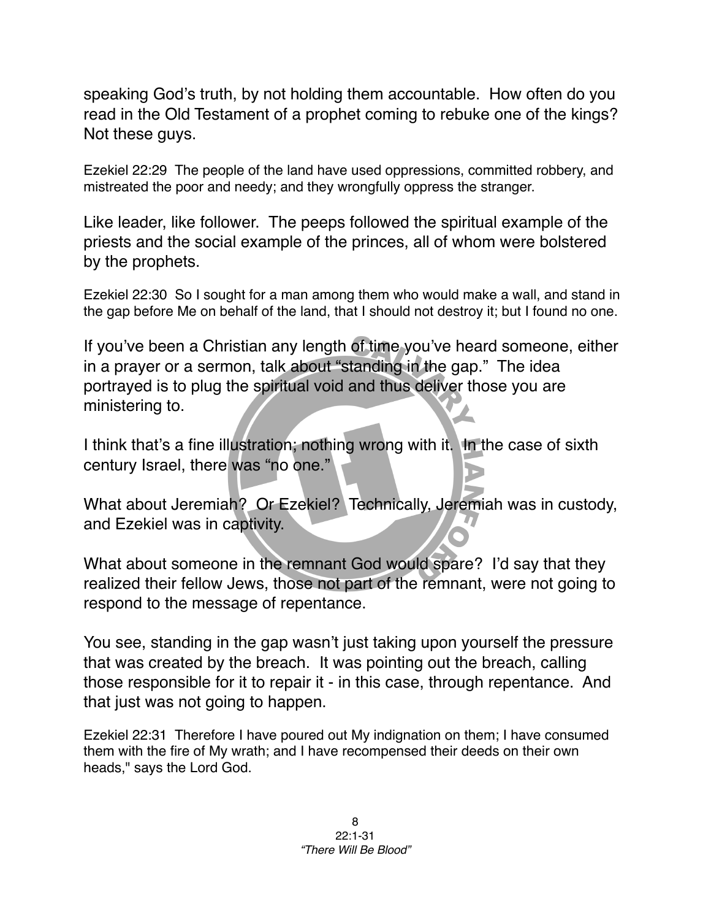speaking God's truth, by not holding them accountable. How often do you read in the Old Testament of a prophet coming to rebuke one of the kings? Not these guys.

Ezekiel 22:29 The people of the land have used oppressions, committed robbery, and mistreated the poor and needy; and they wrongfully oppress the stranger.

Like leader, like follower. The peeps followed the spiritual example of the priests and the social example of the princes, all of whom were bolstered by the prophets.

Ezekiel 22:30 So I sought for a man among them who would make a wall, and stand in the gap before Me on behalf of the land, that I should not destroy it; but I found no one.

If you've been a Christian any length of time you've heard someone, either in a prayer or a sermon, talk about "standing in the gap." The idea portrayed is to plug the spiritual void and thus deliver those you are ministering to.

I think that's a fine illustration; nothing wrong with it. In the case of sixth century Israel, there was "no one."

What about Jeremiah? Or Ezekiel? Technically, Jeremiah was in custody, and Ezekiel was in captivity.

What about someone in the remnant God would spare? I'd say that they realized their fellow Jews, those not part of the remnant, were not going to respond to the message of repentance.

You see, standing in the gap wasn't just taking upon yourself the pressure that was created by the breach. It was pointing out the breach, calling those responsible for it to repair it - in this case, through repentance. And that just was not going to happen.

Ezekiel 22:31 Therefore I have poured out My indignation on them; I have consumed them with the fire of My wrath; and I have recompensed their deeds on their own heads," says the Lord God.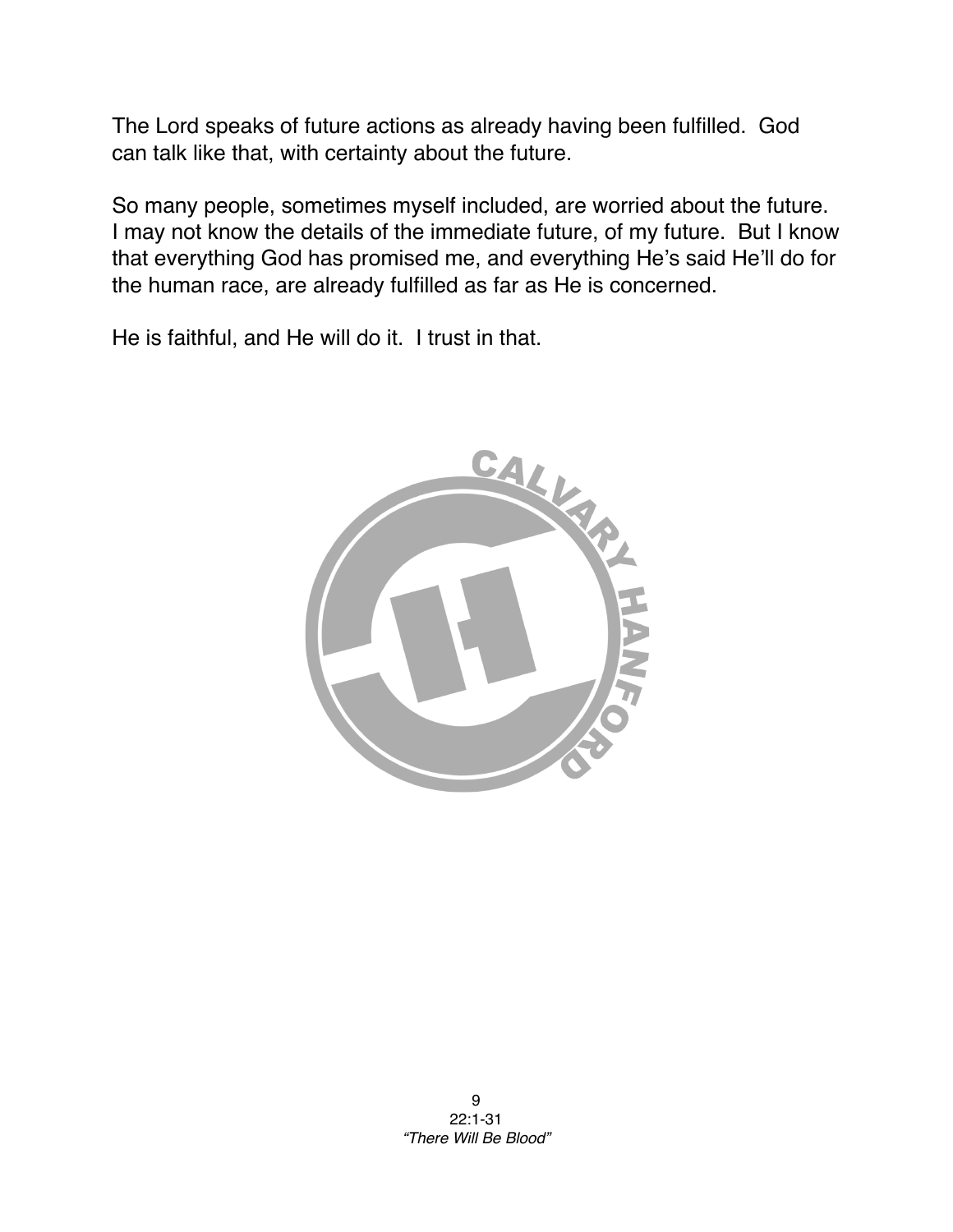The Lord speaks of future actions as already having been fulfilled. God can talk like that, with certainty about the future.

So many people, sometimes myself included, are worried about the future. I may not know the details of the immediate future, of my future. But I know that everything God has promised me, and everything He's said He'll do for the human race, are already fulfilled as far as He is concerned.

He is faithful, and He will do it. I trust in that.